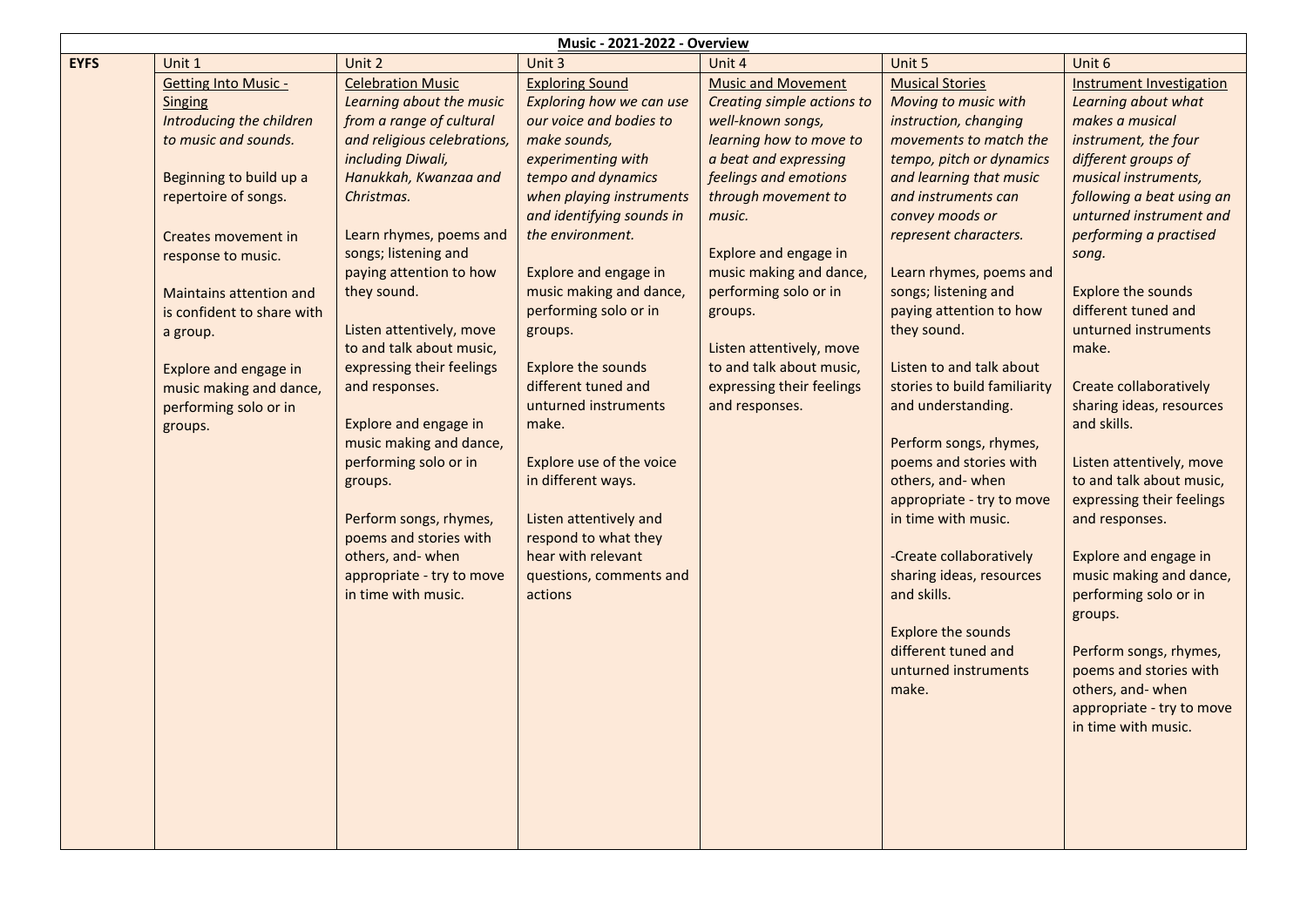| **Music - 2021-2022 - Overview** | | | | | | |
|---|---|---|---|---|---|---|
| **EYFS** | Unit 1 | Unit 2 | Unit 3 | Unit 4 | Unit 5 | Unit 6 |
| | Getting Into Music - Singing<br>*Introducing the children to music and sounds.*<br><br>Beginning to build up a repertoire of songs.<br><br>Creates movement in response to music.<br><br>Maintains attention and is confident to share with a group.<br><br>Explore and engage in music making and dance, performing solo or in groups. | Celebration Music<br>*Learning about the music from a range of cultural and religious celebrations, including Diwali, Hanukkah, Kwanzaa and Christmas.*<br><br>Learn rhymes, poems and songs; listening and paying attention to how they sound.<br><br>Listen attentively, move to and talk about music, expressing their feelings and responses.<br><br>Explore and engage in music making and dance, performing solo or in groups.<br><br>Perform songs, rhymes, poems and stories with others, and- when appropriate - try to move in time with music. | Exploring Sound<br>*Exploring how we can use our voice and bodies to make sounds, experimenting with tempo and dynamics when playing instruments and identifying sounds in the environment.*<br><br>Explore and engage in music making and dance, performing solo or in groups.<br><br>Explore the sounds different tuned and unturned instruments make.<br><br>Explore use of the voice in different ways.<br><br>Listen attentively and respond to what they hear with relevant questions, comments and actions | Music and Movement<br>*Creating simple actions to well-known songs, learning how to move to a beat and expressing feelings and emotions through movement to music.*<br><br>Explore and engage in music making and dance, performing solo or in groups.<br><br>Listen attentively, move to and talk about music, expressing their feelings and responses. | Musical Stories<br>*Moving to music with instruction, changing movements to match the tempo, pitch or dynamics and learning that music and instruments can convey moods or represent characters.*<br><br>Learn rhymes, poems and songs; listening and paying attention to how they sound.<br><br>Listen to and talk about stories to build familiarity and understanding.<br><br>Perform songs, rhymes, poems and stories with others, and- when appropriate - try to move in time with music.<br><br>-Create collaboratively sharing ideas, resources and skills.<br><br>Explore the sounds different tuned and unturned instruments make. | Instrument Investigation<br>*Learning about what makes a musical instrument, the four different groups of musical instruments, following a beat using an unturned instrument and performing a practised song.*<br><br>Explore the sounds different tuned and unturned instruments make.<br><br>Create collaboratively sharing ideas, resources and skills.<br><br>Listen attentively, move to and talk about music, expressing their feelings and responses.<br><br>Explore and engage in music making and dance, performing solo or in groups.<br><br>Perform songs, rhymes, poems and stories with others, and- when appropriate - try to move in time with music. |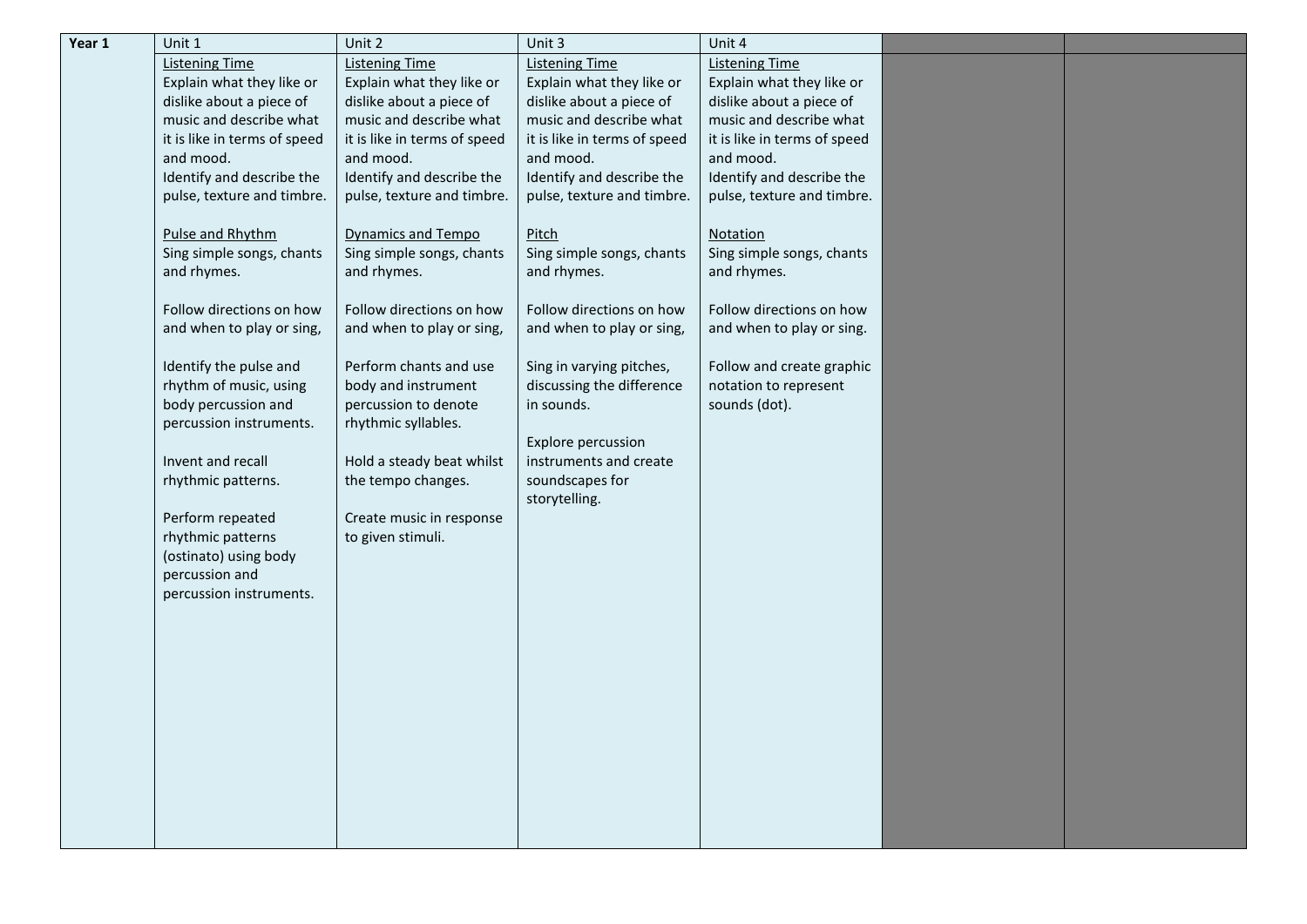| Year 1 | Unit 1 | Unit 2 | Unit 3 | Unit 4 | | |
|---|---|---|---|---|---|---|
| | <u>Listening Time</u><br>Explain what they like or dislike about a piece of music and describe what it is like in terms of speed and mood.<br>Identify and describe the pulse, texture and timbre.<br><br><u>Pulse and Rhythm</u><br>Sing simple songs, chants and rhymes.<br><br>Follow directions on how and when to play or sing,<br><br>Identify the pulse and rhythm of music, using body percussion and percussion instruments.<br><br>Invent and recall rhythmic patterns.<br><br>Perform repeated rhythmic patterns (ostinato) using body percussion and percussion instruments. | <u>Listening Time</u><br>Explain what they like or dislike about a piece of music and describe what it is like in terms of speed and mood.<br>Identify and describe the pulse, texture and timbre.<br><br><u>Dynamics and Tempo</u><br>Sing simple songs, chants and rhymes.<br><br>Follow directions on how and when to play or sing,<br><br>Perform chants and use body and instrument percussion to denote rhythmic syllables.<br><br>Hold a steady beat whilst the tempo changes.<br><br>Create music in response to given stimuli. | <u>Listening Time</u><br>Explain what they like or dislike about a piece of music and describe what it is like in terms of speed and mood.<br>Identify and describe the pulse, texture and timbre.<br><br><u>Pitch</u><br>Sing simple songs, chants and rhymes.<br><br>Follow directions on how and when to play or sing,<br><br>Sing in varying pitches, discussing the difference in sounds.<br><br>Explore percussion instruments and create soundscapes for storytelling. | <u>Listening Time</u><br>Explain what they like or dislike about a piece of music and describe what it is like in terms of speed and mood.<br>Identify and describe the pulse, texture and timbre.<br><br><u>Notation</u><br>Sing simple songs, chants and rhymes.<br><br>Follow directions on how and when to play or sing.<br><br>Follow and create graphic notation to represent sounds (dot). | | |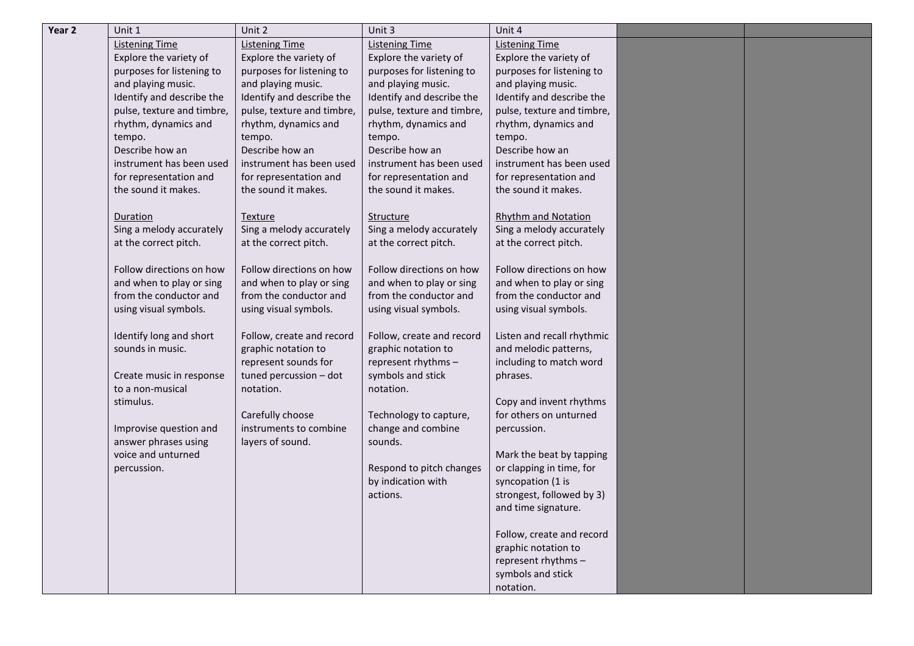| Year 2 | Unit 1 | Unit 2 | Unit 3 | Unit 4 | | |
|---|---|---|---|---|---|---|
| | Listening Time<br>Explore the variety of purposes for listening to and playing music.<br>Identify and describe the pulse, texture and timbre, rhythm, dynamics and tempo.<br>Describe how an instrument has been used for representation and the sound it makes.<br><br>Duration<br>Sing a melody accurately at the correct pitch.<br><br>Follow directions on how and when to play or sing from the conductor and using visual symbols.<br><br>Identify long and short sounds in music.<br><br>Create music in response to a non-musical stimulus.<br><br>Improvise question and answer phrases using voice and unturned percussion. | Listening Time<br>Explore the variety of purposes for listening to and playing music.<br>Identify and describe the pulse, texture and timbre, rhythm, dynamics and tempo.<br>Describe how an instrument has been used for representation and the sound it makes.<br><br>Texture<br>Sing a melody accurately at the correct pitch.<br><br>Follow directions on how and when to play or sing from the conductor and using visual symbols.<br><br>Follow, create and record graphic notation to represent sounds for tuned percussion – dot notation.<br><br>Carefully choose instruments to combine layers of sound. | Listening Time<br>Explore the variety of purposes for listening to and playing music.<br>Identify and describe the pulse, texture and timbre, rhythm, dynamics and tempo.<br>Describe how an instrument has been used for representation and the sound it makes.<br><br>Structure<br>Sing a melody accurately at the correct pitch.<br><br>Follow directions on how and when to play or sing from the conductor and using visual symbols.<br><br>Follow, create and record graphic notation to represent rhythms – symbols and stick notation.<br><br>Technology to capture, change and combine sounds.<br><br>Respond to pitch changes by indication with actions. | Listening Time<br>Explore the variety of purposes for listening to and playing music.<br>Identify and describe the pulse, texture and timbre, rhythm, dynamics and tempo.<br>Describe how an instrument has been used for representation and the sound it makes.<br><br>Rhythm and Notation<br>Sing a melody accurately at the correct pitch.<br><br>Follow directions on how and when to play or sing from the conductor and using visual symbols.<br><br>Listen and recall rhythmic and melodic patterns, including to match word phrases.<br><br>Copy and invent rhythms for others on unturned percussion.<br><br>Mark the beat by tapping or clapping in time, for syncopation (1 is strongest, followed by 3) and time signature.<br><br>Follow, create and record graphic notation to represent rhythms – symbols and stick notation. | | |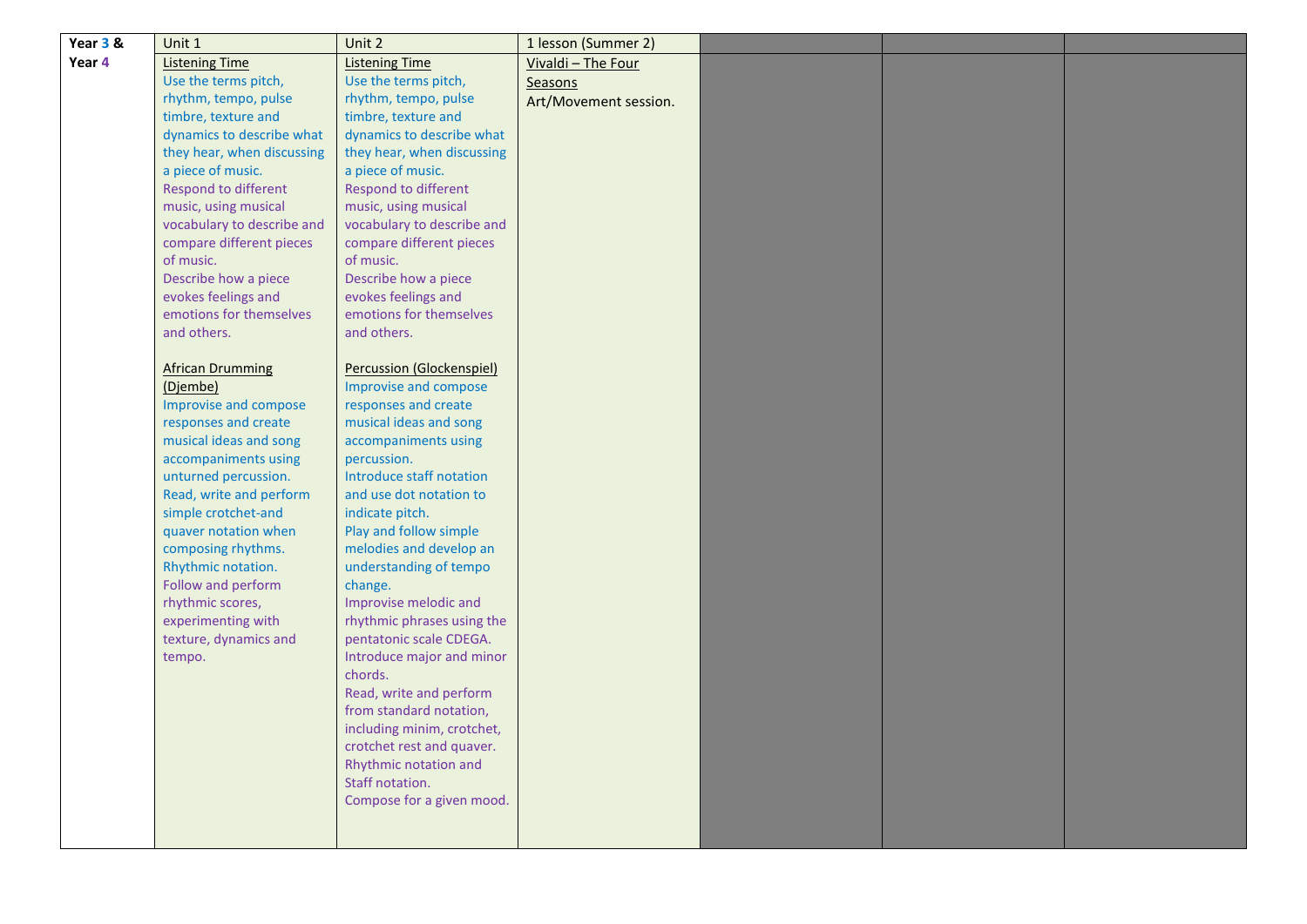| Year 3 & Year 4 | Unit 1 | Unit 2 | 1 lesson (Summer 2) | | | |
|---|---|---|---|---|---|---|
| | Listening Time<br>Use the terms pitch, rhythm, tempo, pulse timbre, texture and dynamics to describe what they hear, when discussing a piece of music.<br>Respond to different music, using musical vocabulary to describe and compare different pieces of music.<br>Describe how a piece evokes feelings and emotions for themselves and others.<br><br>African Drumming (Djembe)<br>Improvise and compose responses and create musical ideas and song accompaniments using unturned percussion.<br>Read, write and perform simple crotchet-and quaver notation when composing rhythms.<br>Rhythmic notation.<br>Follow and perform rhythmic scores, experimenting with texture, dynamics and tempo. | Listening Time<br>Use the terms pitch, rhythm, tempo, pulse timbre, texture and dynamics to describe what they hear, when discussing a piece of music.<br>Respond to different music, using musical vocabulary to describe and compare different pieces of music.<br>Describe how a piece evokes feelings and emotions for themselves and others.<br><br>Percussion (Glockenspiel)<br>Improvise and compose responses and create musical ideas and song accompaniments using percussion.<br>Introduce staff notation and use dot notation to indicate pitch.<br>Play and follow simple melodies and develop an understanding of tempo change.<br>Improvise melodic and rhythmic phrases using the pentatonic scale CDEGA.<br>Introduce major and minor chords.<br>Read, write and perform from standard notation, including minim, crotchet, crotchet rest and quaver.<br>Rhythmic notation and Staff notation.<br>Compose for a given mood. | Vivaldi – The Four Seasons<br>Art/Movement session. | | | |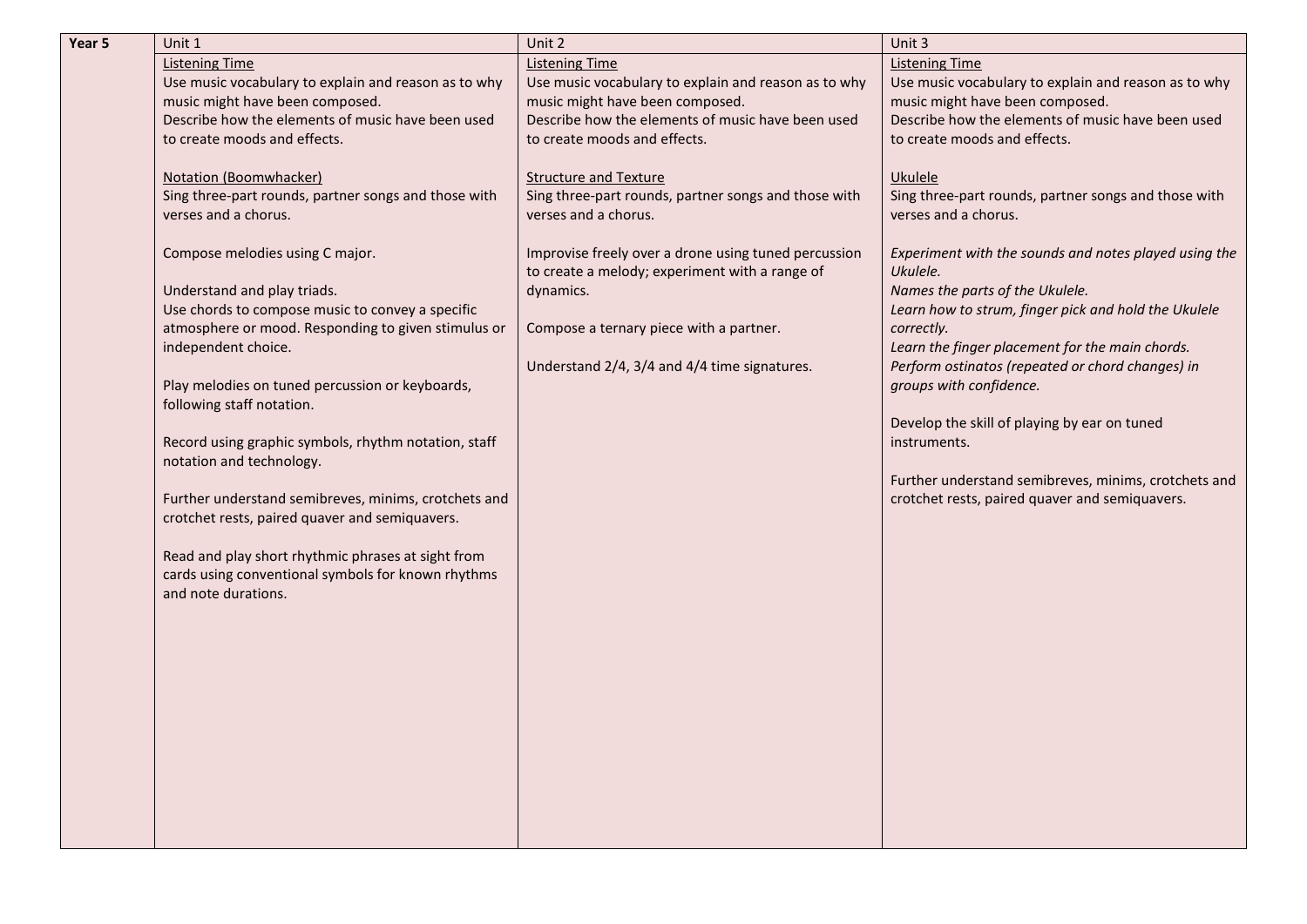| Year 5 | Unit 1 | Unit 2 | Unit 3 |
|---|---|---|---|
| | <u>Listening Time</u><br>Use music vocabulary to explain and reason as to why music might have been composed.<br>Describe how the elements of music have been used to create moods and effects.<br><br><u>Notation (Boomwhacker)</u><br>Sing three-part rounds, partner songs and those with verses and a chorus.<br><br>Compose melodies using C major.<br><br>Understand and play triads.<br>Use chords to compose music to convey a specific atmosphere or mood. Responding to given stimulus or independent choice.<br><br>Play melodies on tuned percussion or keyboards, following staff notation.<br><br>Record using graphic symbols, rhythm notation, staff notation and technology.<br><br>Further understand semibreves, minims, crotchets and crotchet rests, paired quaver and semiquavers.<br><br>Read and play short rhythmic phrases at sight from cards using conventional symbols for known rhythms and note durations. | <u>Listening Time</u><br>Use music vocabulary to explain and reason as to why music might have been composed.<br>Describe how the elements of music have been used to create moods and effects.<br><br><u>Structure and Texture</u><br>Sing three-part rounds, partner songs and those with verses and a chorus.<br><br>Improvise freely over a drone using tuned percussion to create a melody; experiment with a range of dynamics.<br><br>Compose a ternary piece with a partner.<br><br>Understand 2/4, 3/4 and 4/4 time signatures. | <u>Listening Time</u><br>Use music vocabulary to explain and reason as to why music might have been composed.<br>Describe how the elements of music have been used to create moods and effects.<br><br><u>Ukulele</u><br>Sing three-part rounds, partner songs and those with verses and a chorus.<br><br>*Experiment with the sounds and notes played using the Ukulele.*<br>*Names the parts of the Ukulele.*<br>*Learn how to strum, finger pick and hold the Ukulele correctly.*<br>*Learn the finger placement for the main chords.*<br>*Perform ostinatos (repeated or chord changes) in groups with confidence.*<br><br>Develop the skill of playing by ear on tuned instruments.<br><br>Further understand semibreves, minims, crotchets and crotchet rests, paired quaver and semiquavers. |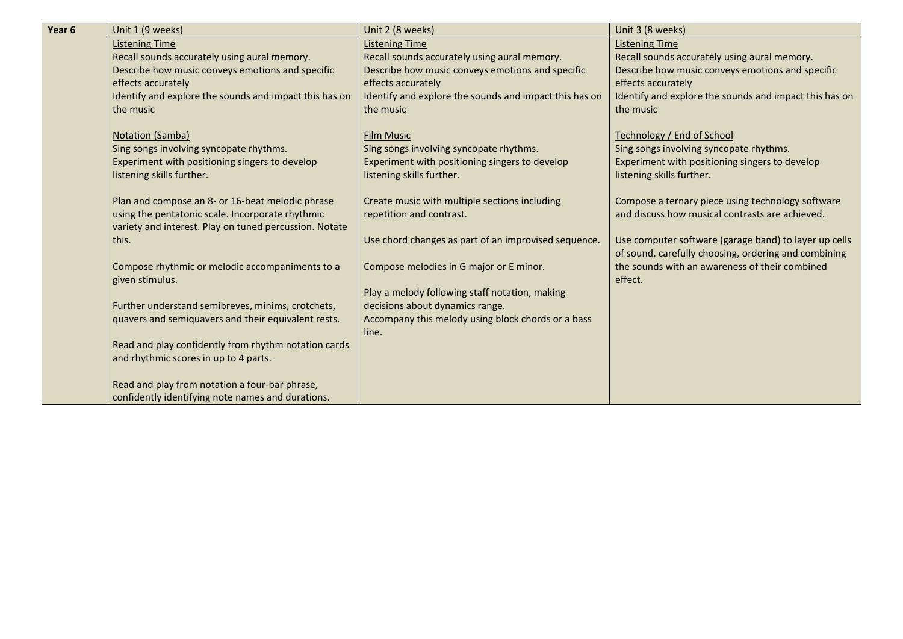| Year 6 | Unit 1 (9 weeks) | Unit 2 (8 weeks) | Unit 3 (8 weeks) |
|---|---|---|---|
| | <u>Listening Time</u><br>Recall sounds accurately using aural memory.<br>Describe how music conveys emotions and specific effects accurately<br>Identify and explore the sounds and impact this has on the music<br><br><u>Notation (Samba)</u><br>Sing songs involving syncopate rhythms.<br>Experiment with positioning singers to develop listening skills further.<br><br>Plan and compose an 8- or 16-beat melodic phrase using the pentatonic scale. Incorporate rhythmic variety and interest. Play on tuned percussion. Notate this.<br><br>Compose rhythmic or melodic accompaniments to a given stimulus.<br><br>Further understand semibreves, minims, crotchets, quavers and semiquavers and their equivalent rests.<br><br>Read and play confidently from rhythm notation cards and rhythmic scores in up to 4 parts.<br><br>Read and play from notation a four-bar phrase, confidently identifying note names and durations. | <u>Listening Time</u><br>Recall sounds accurately using aural memory.<br>Describe how music conveys emotions and specific effects accurately<br>Identify and explore the sounds and impact this has on the music<br><br><u>Film Music</u><br>Sing songs involving syncopate rhythms.<br>Experiment with positioning singers to develop listening skills further.<br><br>Create music with multiple sections including repetition and contrast.<br><br>Use chord changes as part of an improvised sequence.<br><br>Compose melodies in G major or E minor.<br><br>Play a melody following staff notation, making decisions about dynamics range.<br>Accompany this melody using block chords or a bass line. | <u>Listening Time</u><br>Recall sounds accurately using aural memory.<br>Describe how music conveys emotions and specific effects accurately<br>Identify and explore the sounds and impact this has on the music<br><br><u>Technology / End of School</u><br>Sing songs involving syncopate rhythms.<br>Experiment with positioning singers to develop listening skills further.<br><br>Compose a ternary piece using technology software and discuss how musical contrasts are achieved.<br><br>Use computer software (garage band) to layer up cells of sound, carefully choosing, ordering and combining the sounds with an awareness of their combined effect. |